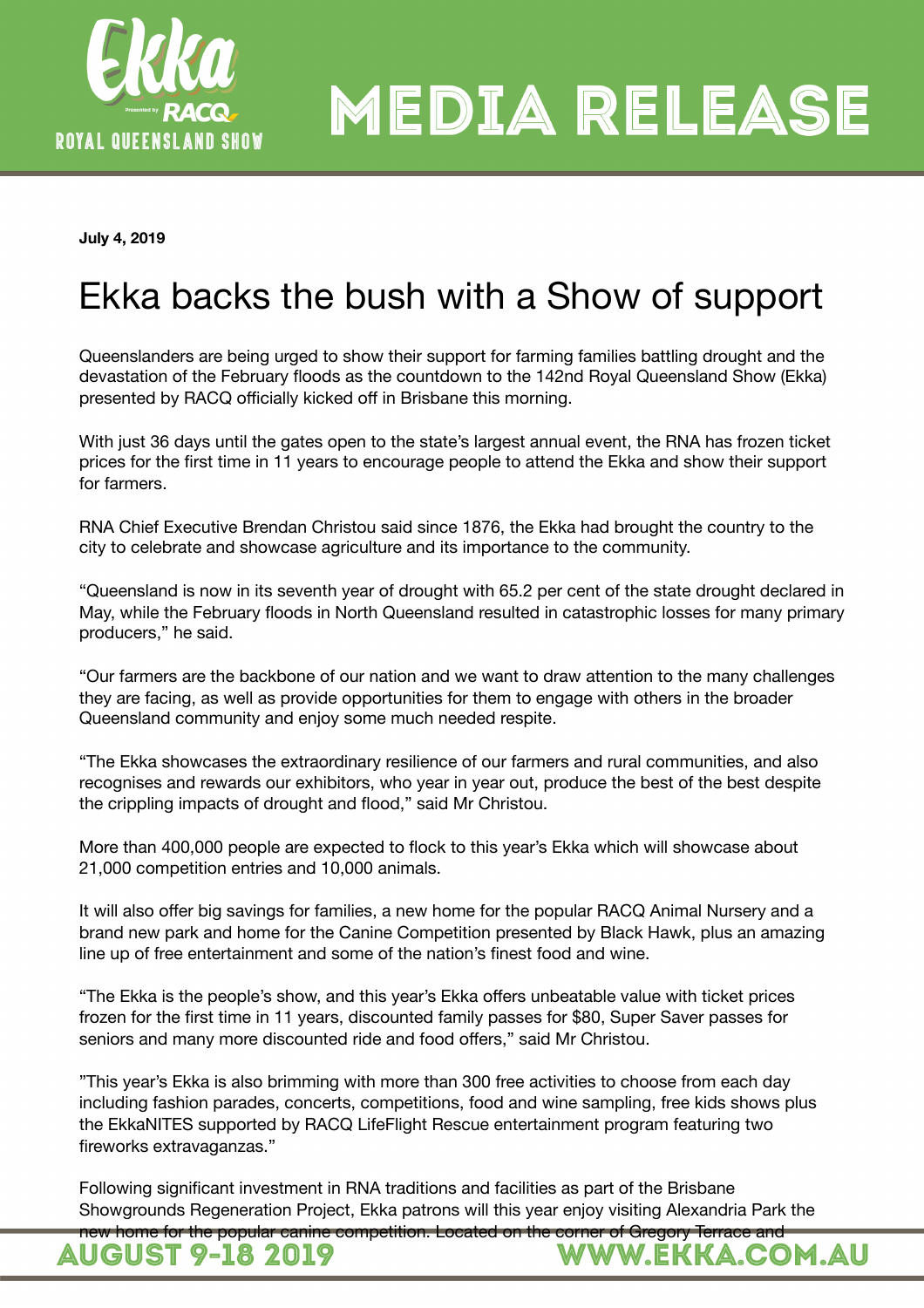**July 4, 2019**

# Ekka backs the bush with a Show of support

Queenslanders are being urged to show their support for farming families battling drought and the devastation of the February floods as the countdown to the 142nd Royal Queensland Show (Ekka) presented by RACQ officially kicked off in Brisbane this morning.

With just 36 days until the gates open to the state's largest annual event, the RNA has frozen ticket prices for the first time in 11 years to encourage people to attend the Ekka and show their support for farmers.

RNA Chief Executive Brendan Christou said since 1876, the Ekka had brought the country to the city to celebrate and showcase agriculture and its importance to the community.

"Queensland is now in its seventh year of drought with 65.2 per cent of the state drought declared in May, while the February floods in North Queensland resulted in catastrophic losses for many primary producers," he said.

"Our farmers are the backbone of our nation and we want to draw attention to the many challenges they are facing, as well as provide opportunities for them to engage with others in the broader Queensland community and enjoy some much needed respite.

"The Ekka showcases the extraordinary resilience of our farmers and rural communities, and also recognises and rewards our exhibitors, who year in year out, produce the best of the best despite the crippling impacts of drought and flood," said Mr Christou.

More than 400,000 people are expected to flock to this year's Ekka which will showcase about 21,000 competition entries and 10,000 animals.

It will also offer big savings for families, a new home for the popular RACQ Animal Nursery and a brand new park and home for the Canine Competition presented by Black Hawk, plus an amazing line up of free entertainment and some of the nation's finest food and wine.

"The Ekka is the people's show, and this year's Ekka offers unbeatable value with ticket prices frozen for the first time in 11 years, discounted family passes for $80, Super Saver passes for seniors and many more discounted ride and food offers," said Mr Christou.

"This year's Ekka is also brimming with more than 300 free activities to choose from each day including fashion parades, concerts, competitions, food and wine sampling, free kids shows plus the EkkaNITES supported by RACQ LifeFlight Rescue entertainment program featuring two fireworks extravaganzas."

Following significant investment in RNA traditions and facilities as part of the Brisbane Showgrounds Regeneration Project, Ekka patrons will this year enjoy visiting Alexandria Park the new home for the popular canine competition. Located on the corner of Gregory Terrace and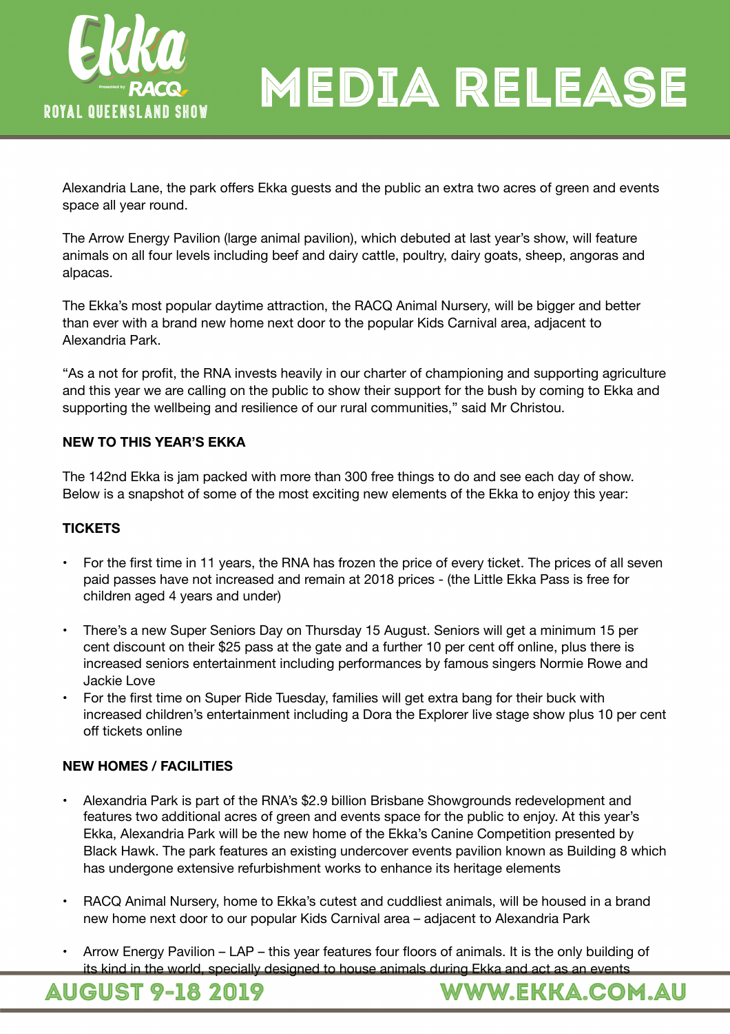Alexandria Lane, the park offers Ekka guests and the public an extra two acres of green and events space all year round.

The Arrow Energy Pavilion (large animal pavilion), which debuted at last year's show, will feature animals on all four levels including beef and dairy cattle, poultry, dairy goats, sheep, angoras and alpacas.

The Ekka's most popular daytime attraction, the RACQ Animal Nursery, will be bigger and better than ever with a brand new home next door to the popular Kids Carnival area, adjacent to Alexandria Park.

"As a not for profit, the RNA invests heavily in our charter of championing and supporting agriculture and this year we are calling on the public to show their support for the bush by coming to Ekka and supporting the wellbeing and resilience of our rural communities," said Mr Christou.

**NEW TO THIS YEAR'S EKKA**

The 142nd Ekka is jam packed with more than 300 free things to do and see each day of show. Below is a snapshot of some of the most exciting new elements of the Ekka to enjoy this year:

**TICKETS**

- For the first time in 11 years, the RNA has frozen the price of every ticket. The prices of all seven paid passes have not increased and remain at 2018 prices - (the Little Ekka Pass is free for children aged 4 years and under)
- There's a new Super Seniors Day on Thursday 15 August. Seniors will get a minimum 15 per cent discount on their $25 pass at the gate and a further 10 per cent off online, plus there is increased seniors entertainment including performances by famous singers Normie Rowe and Jackie Love
- For the first time on Super Ride Tuesday, families will get extra bang for their buck with increased children's entertainment including a Dora the Explorer live stage show plus 10 per cent off tickets online

**NEW HOMES / FACILITIES**

- Alexandria Park is part of the RNA's $2.9 billion Brisbane Showgrounds redevelopment and features two additional acres of green and events space for the public to enjoy. At this year's Ekka, Alexandria Park will be the new home of the Ekka's Canine Competition presented by Black Hawk. The park features an existing undercover events pavilion known as Building 8 which has undergone extensive refurbishment works to enhance its heritage elements
- RACQ Animal Nursery, home to Ekka's cutest and cuddliest animals, will be housed in a brand new home next door to our popular Kids Carnival area – adjacent to Alexandria Park
- Arrow Energy Pavilion – LAP – this year features four floors of animals. It is the only building of its kind in the world, specially designed to house animals during Ekka and act as an events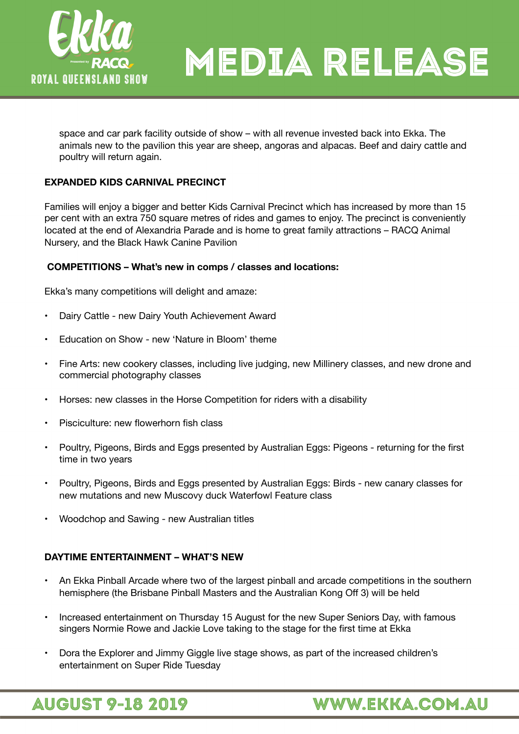space and car park facility outside of show – with all revenue invested back into Ekka. The animals new to the pavilion this year are sheep, angoras and alpacas. Beef and dairy cattle and poultry will return again.

**EXPANDED KIDS CARNIVAL PRECINCT**

Families will enjoy a bigger and better Kids Carnival Precinct which has increased by more than 15 per cent with an extra 750 square metres of rides and games to enjoy. The precinct is conveniently located at the end of Alexandria Parade and is home to great family attractions – RACQ Animal Nursery, and the Black Hawk Canine Pavilion

**COMPETITIONS – What's new in comps / classes and locations:**

Ekka's many competitions will delight and amaze:

- Dairy Cattle - new Dairy Youth Achievement Award
- Education on Show - new 'Nature in Bloom' theme
- Fine Arts: new cookery classes, including live judging, new Millinery classes, and new drone and commercial photography classes
- Horses: new classes in the Horse Competition for riders with a disability
- Pisciculture: new flowerhorn fish class
- Poultry, Pigeons, Birds and Eggs presented by Australian Eggs: Pigeons - returning for the first time in two years
- Poultry, Pigeons, Birds and Eggs presented by Australian Eggs: Birds - new canary classes for new mutations and new Muscovy duck Waterfowl Feature class
- Woodchop and Sawing - new Australian titles

**DAYTIME ENTERTAINMENT – WHAT'S NEW**

- An Ekka Pinball Arcade where two of the largest pinball and arcade competitions in the southern hemisphere (the Brisbane Pinball Masters and the Australian Kong Off 3) will be held
- Increased entertainment on Thursday 15 August for the new Super Seniors Day, with famous singers Normie Rowe and Jackie Love taking to the stage for the first time at Ekka
- Dora the Explorer and Jimmy Giggle live stage shows, as part of the increased children's entertainment on Super Ride Tuesday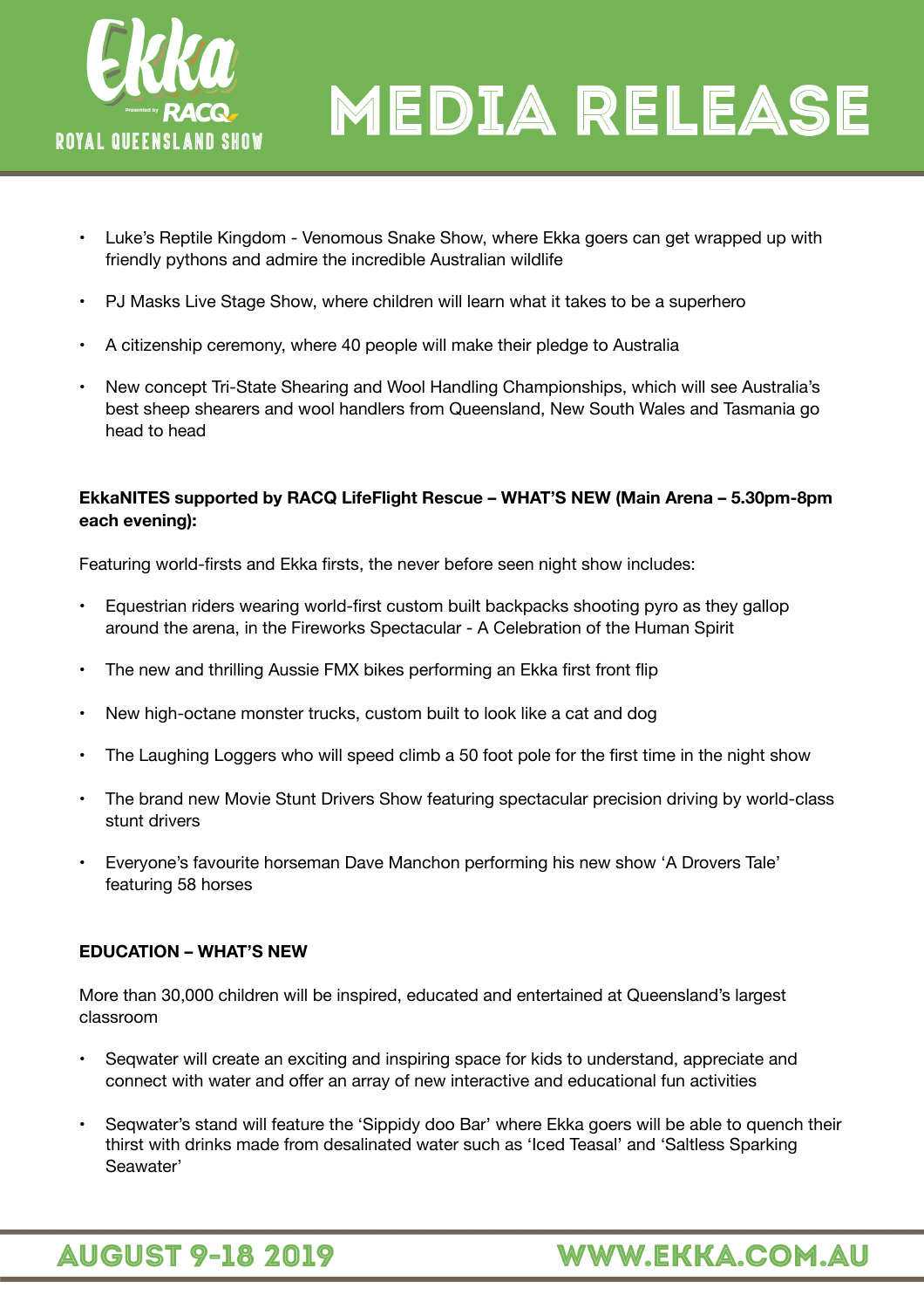- Luke's Reptile Kingdom - Venomous Snake Show, where Ekka goers can get wrapped up with friendly pythons and admire the incredible Australian wildlife
- PJ Masks Live Stage Show, where children will learn what it takes to be a superhero
- A citizenship ceremony, where 40 people will make their pledge to Australia
- New concept Tri-State Shearing and Wool Handling Championships, which will see Australia's best sheep shearers and wool handlers from Queensland, New South Wales and Tasmania go head to head

**EkkaNITES supported by RACQ LifeFlight Rescue – WHAT'S NEW (Main Arena – 5.30pm-8pm each evening):**

Featuring world-firsts and Ekka firsts, the never before seen night show includes:

- Equestrian riders wearing world-first custom built backpacks shooting pyro as they gallop around the arena, in the Fireworks Spectacular - A Celebration of the Human Spirit
- The new and thrilling Aussie FMX bikes performing an Ekka first front flip
- New high-octane monster trucks, custom built to look like a cat and dog
- The Laughing Loggers who will speed climb a 50 foot pole for the first time in the night show
- The brand new Movie Stunt Drivers Show featuring spectacular precision driving by world-class stunt drivers
- Everyone's favourite horseman Dave Manchon performing his new show 'A Drovers Tale' featuring 58 horses

**EDUCATION – WHAT'S NEW**

More than 30,000 children will be inspired, educated and entertained at Queensland's largest classroom

- Seqwater will create an exciting and inspiring space for kids to understand, appreciate and connect with water and offer an array of new interactive and educational fun activities
- Seqwater's stand will feature the 'Sippidy doo Bar' where Ekka goers will be able to quench their thirst with drinks made from desalinated water such as 'Iced Teasal' and 'Saltless Sparking Seawater'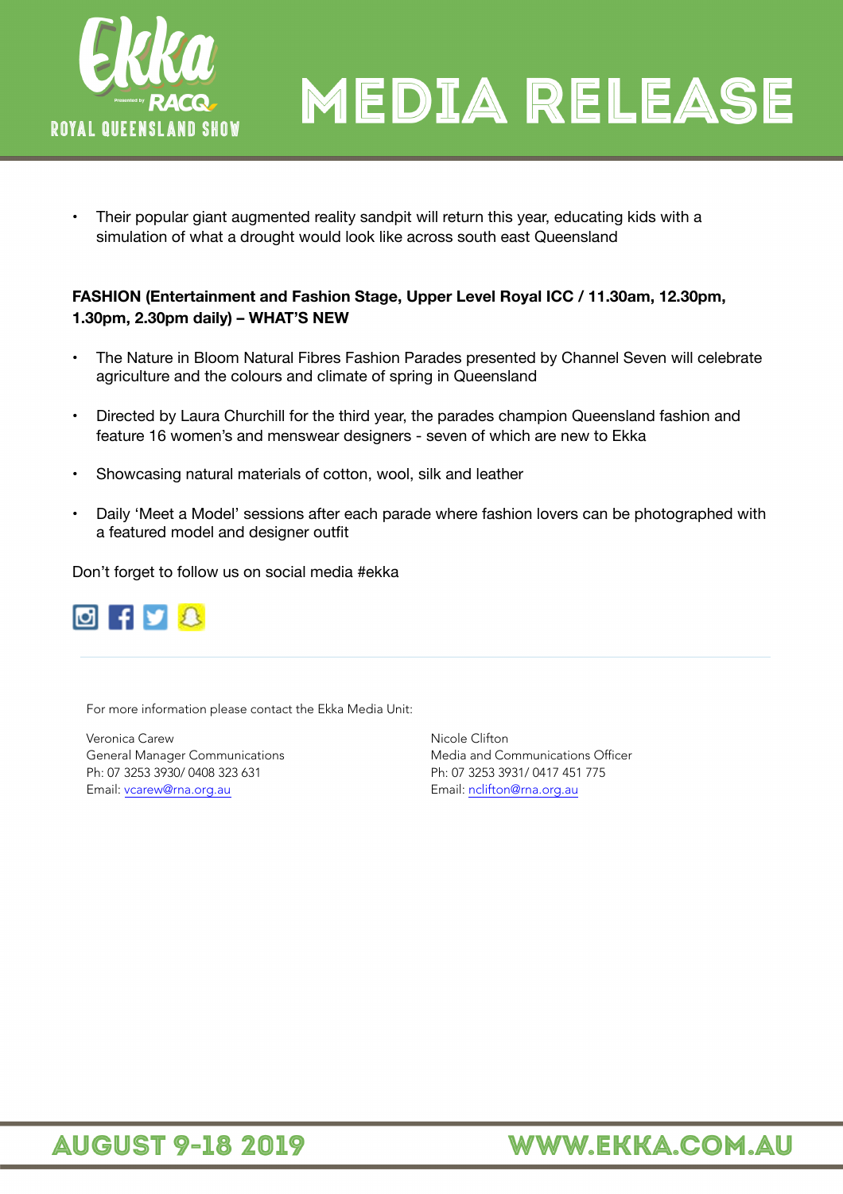- Their popular giant augmented reality sandpit will return this year, educating kids with a simulation of what a drought would look like across south east Queensland

**FASHION (Entertainment and Fashion Stage, Upper Level Royal ICC / 11.30am, 12.30pm, 1.30pm, 2.30pm daily) – WHAT'S NEW**

- The Nature in Bloom Natural Fibres Fashion Parades presented by Channel Seven will celebrate agriculture and the colours and climate of spring in Queensland
- Directed by Laura Churchill for the third year, the parades champion Queensland fashion and feature 16 women's and menswear designers - seven of which are new to Ekka
- Showcasing natural materials of cotton, wool, silk and leather
- Daily 'Meet a Model' sessions after each parade where fashion lovers can be photographed with a featured model and designer outfit

Don't forget to follow us on social media #ekka

---

For more information please contact the Ekka Media Unit:

Veronica Carew
General Manager Communications
Ph: 07 3253 3930/ 0408 323 631
Email: vcarew@rna.org.au

Nicole Clifton
Media and Communications Officer
Ph: 07 3253 3931/ 0417 451 775
Email: nclifton@rna.org.au